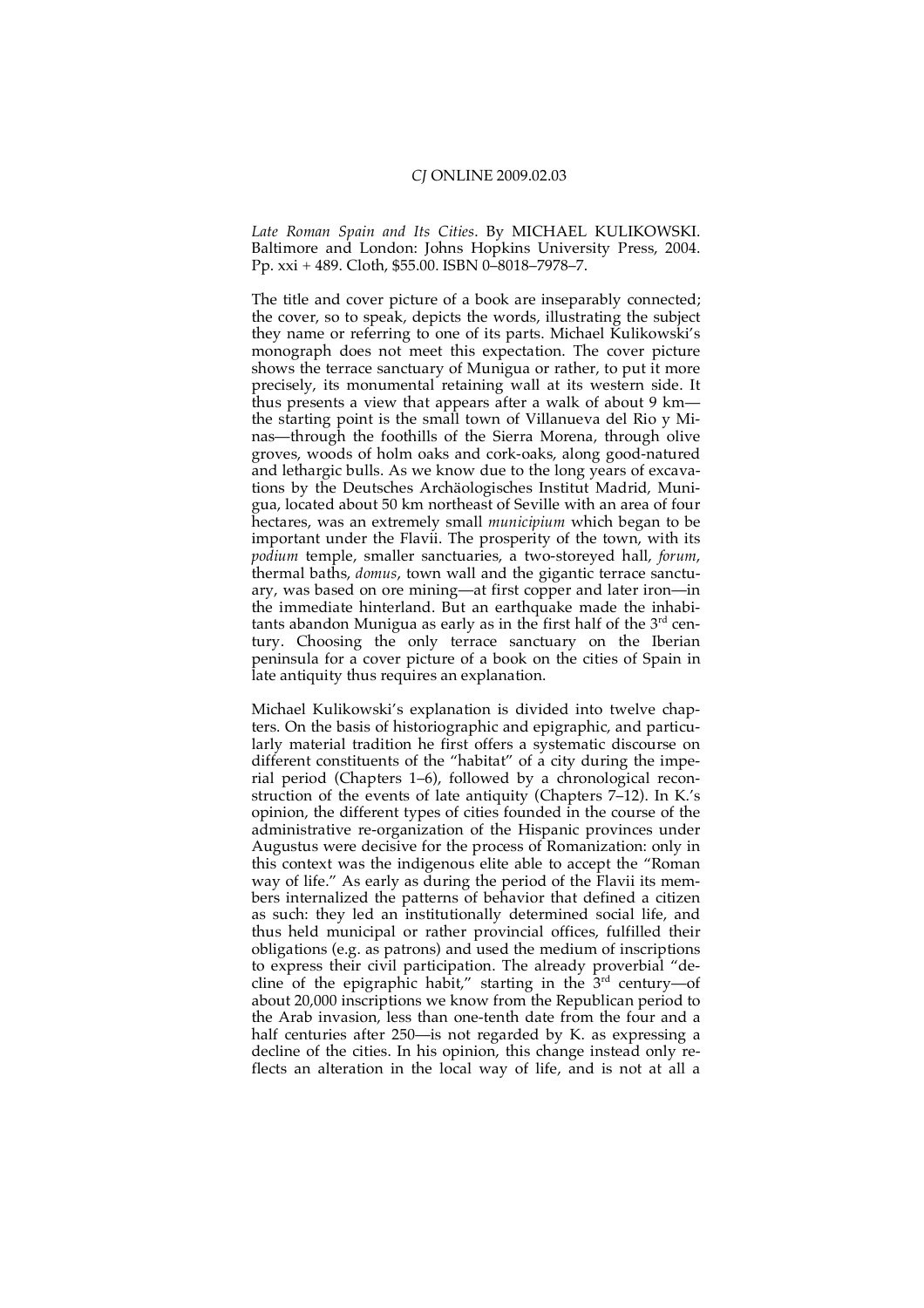*Late Roman Spain and Its Cities*. By MICHAEL KULIKOWSKI. Baltimore and London: Johns Hopkins University Press, 2004. Pp. xxi + 489. Cloth, $55.00. ISBN 0–8018–7978–7.

The title and cover picture of a book are inseparably connected; the cover, so to speak, depicts the words, illustrating the subject they name or referring to one of its parts. Michael Kulikowski's monograph does not meet this expectation. The cover picture shows the terrace sanctuary of Munigua or rather, to put it more precisely, its monumental retaining wall at its western side. It thus presents a view that appears after a walk of about 9 km—the starting point is the small town of Villanueva del Rio y Minas—through the foothills of the Sierra Morena, through olive groves, woods of holm oaks and cork-oaks, along good-natured and lethargic bulls. As we know due to the long years of excavations by the Deutsches Archäologisches Institut Madrid, Munigua, located about 50 km northeast of Seville with an area of four hectares, was an extremely small *municipium* which began to be important under the Flavii. The prosperity of the town, with its *podium* temple, smaller sanctuaries, a two-storeyed hall, *forum*, thermal baths, *domus*, town wall and the gigantic terrace sanctuary, was based on ore mining—at first copper and later iron—in the immediate hinterland. But an earthquake made the inhabitants abandon Munigua as early as in the first half of the 3rd century. Choosing the only terrace sanctuary on the Iberian peninsula for a cover picture of a book on the cities of Spain in late antiquity thus requires an explanation.

Michael Kulikowski's explanation is divided into twelve chapters. On the basis of historiographic and epigraphic, and particularly material tradition he first offers a systematic discourse on different constituents of the "habitat" of a city during the imperial period (Chapters 1–6), followed by a chronological reconstruction of the events of late antiquity (Chapters 7–12). In K.'s opinion, the different types of cities founded in the course of the administrative re-organization of the Hispanic provinces under Augustus were decisive for the process of Romanization: only in this context was the indigenous elite able to accept the "Roman way of life." As early as during the period of the Flavii its members internalized the patterns of behavior that defined a citizen as such: they led an institutionally determined social life, and thus held municipal or rather provincial offices, fulfilled their obligations (e.g. as patrons) and used the medium of inscriptions to express their civil participation. The already proverbial "decline of the epigraphic habit," starting in the 3rd century—of about 20,000 inscriptions we know from the Republican period to the Arab invasion, less than one-tenth date from the four and a half centuries after 250—is not regarded by K. as expressing a decline of the cities. In his opinion, this change instead only reflects an alteration in the local way of life, and is not at all a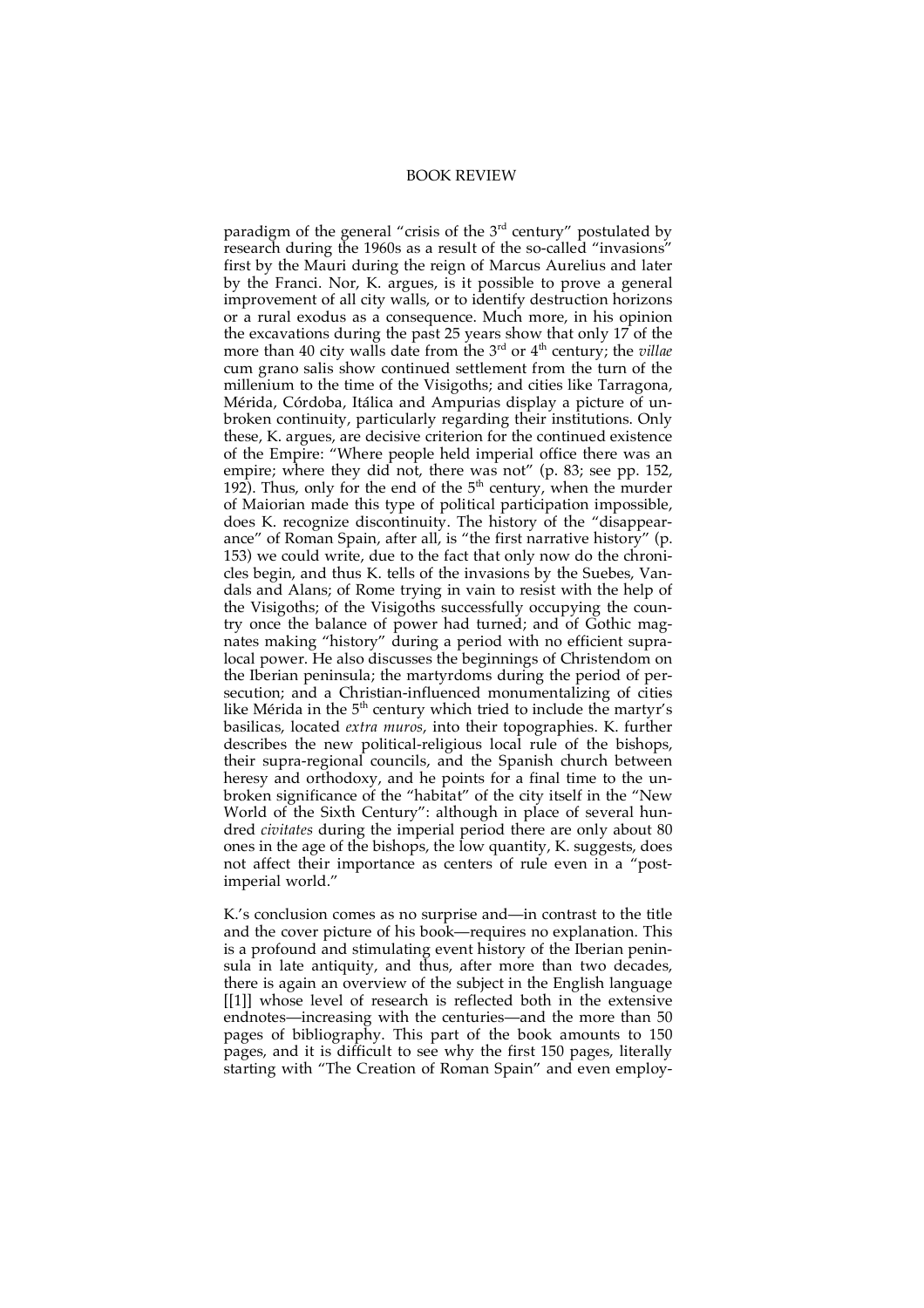paradigm of the general "crisis of the 3rd century" postulated by research during the 1960s as a result of the so-called "invasions" first by the Mauri during the reign of Marcus Aurelius and later by the Franci. Nor, K. argues, is it possible to prove a general improvement of all city walls, or to identify destruction horizons or a rural exodus as a consequence. Much more, in his opinion the excavations during the past 25 years show that only 17 of the more than 40 city walls date from the 3rd or 4th century; the *villae* cum grano salis show continued settlement from the turn of the millenium to the time of the Visigoths; and cities like Tarragona, Mérida, Córdoba, Itálica and Ampurias display a picture of unbroken continuity, particularly regarding their institutions. Only these, K. argues, are decisive criterion for the continued existence of the Empire: "Where people held imperial office there was an empire; where they did not, there was not" (p. 83; see pp. 152, 192). Thus, only for the end of the 5th century, when the murder of Maiorian made this type of political participation impossible, does K. recognize discontinuity. The history of the "disappearance" of Roman Spain, after all, is "the first narrative history" (p. 153) we could write, due to the fact that only now do the chronicles begin, and thus K. tells of the invasions by the Suebes, Vandals and Alans; of Rome trying in vain to resist with the help of the Visigoths; of the Visigoths successfully occupying the country once the balance of power had turned; and of Gothic magnates making "history" during a period with no efficient supra-local power. He also discusses the beginnings of Christendom on the Iberian peninsula; the martyrdoms during the period of persecution; and a Christian-influenced monumentalizing of cities like Mérida in the 5th century which tried to include the martyr's basilicas, located *extra muros*, into their topographies. K. further describes the new political-religious local rule of the bishops, their supra-regional councils, and the Spanish church between heresy and orthodoxy, and he points for a final time to the unbroken significance of the "habitat" of the city itself in the "New World of the Sixth Century": although in place of several hundred *civitates* during the imperial period there are only about 80 ones in the age of the bishops, the low quantity, K. suggests, does not affect their importance as centers of rule even in a "post-imperial world."

K.'s conclusion comes as no surprise and—in contrast to the title and the cover picture of his book—requires no explanation. This is a profound and stimulating event history of the Iberian peninsula in late antiquity, and thus, after more than two decades, there is again an overview of the subject in the English language [[1]] whose level of research is reflected both in the extensive endnotes—increasing with the centuries—and the more than 50 pages of bibliography. This part of the book amounts to 150 pages, and it is difficult to see why the first 150 pages, literally starting with "The Creation of Roman Spain" and even employ-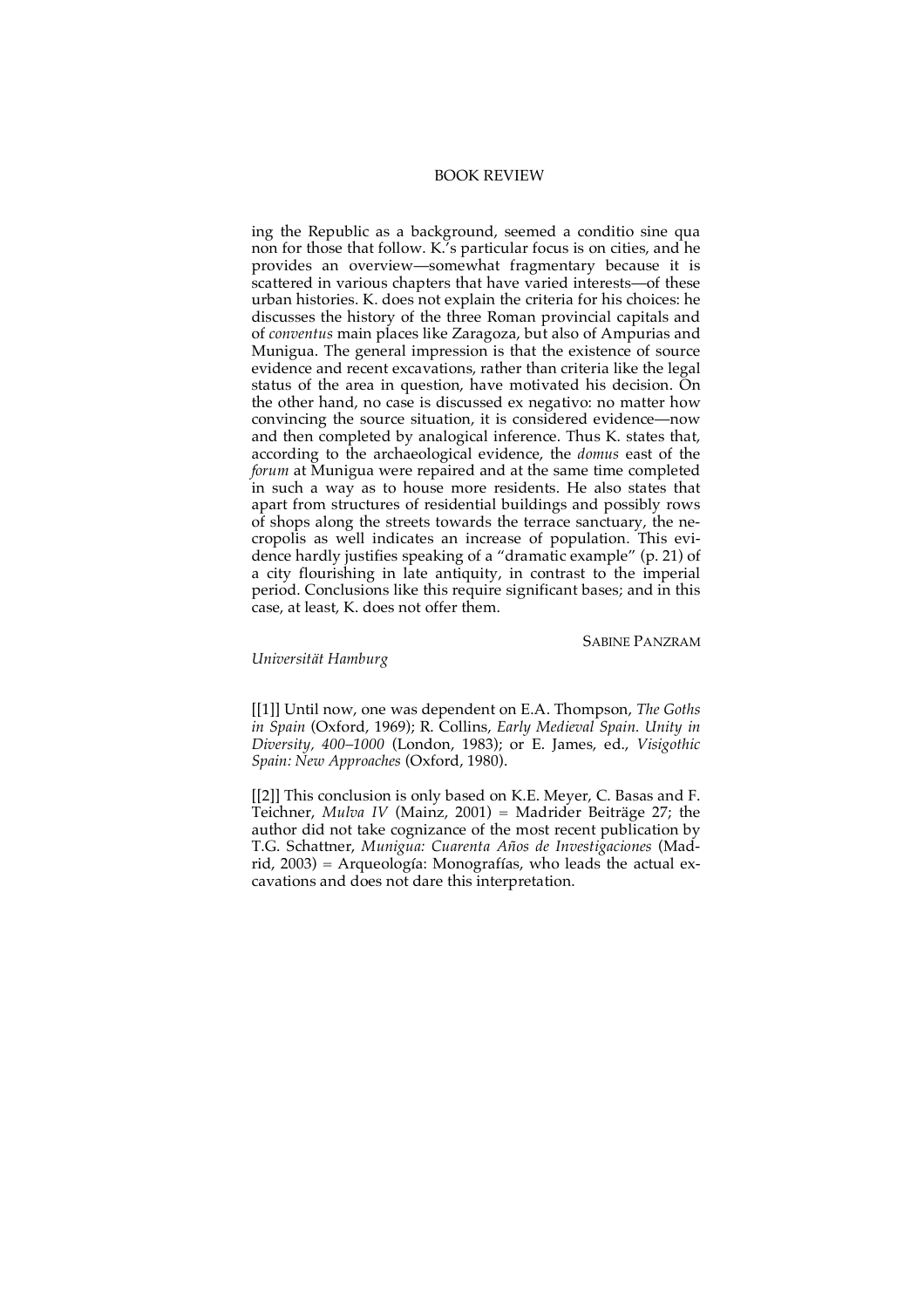ing the Republic as a background, seemed a conditio sine qua non for those that follow. K.'s particular focus is on cities, and he provides an overview—somewhat fragmentary because it is scattered in various chapters that have varied interests—of these urban histories. K. does not explain the criteria for his choices: he discusses the history of the three Roman provincial capitals and of *conventus* main places like Zaragoza, but also of Ampurias and Munigua. The general impression is that the existence of source evidence and recent excavations, rather than criteria like the legal status of the area in question, have motivated his decision. On the other hand, no case is discussed ex negativo: no matter how convincing the source situation, it is considered evidence—now and then completed by analogical inference. Thus K. states that, according to the archaeological evidence, the *domus* east of the *forum* at Munigua were repaired and at the same time completed in such a way as to house more residents. He also states that apart from structures of residential buildings and possibly rows of shops along the streets towards the terrace sanctuary, the necropolis as well indicates an increase of population. This evidence hardly justifies speaking of a "dramatic example" (p. 21) of a city flourishing in late antiquity, in contrast to the imperial period. Conclusions like this require significant bases; and in this case, at least, K. does not offer them.

SABINE PANZRAM

*Universität Hamburg*

[[1]] Until now, one was dependent on E.A. Thompson, *The Goths in Spain* (Oxford, 1969); R. Collins, *Early Medieval Spain. Unity in Diversity, 400–1000* (London, 1983); or E. James, ed., *Visigothic Spain: New Approaches* (Oxford, 1980).

[[2]] This conclusion is only based on K.E. Meyer, C. Basas and F. Teichner, *Mulva IV* (Mainz, 2001) = Madrider Beiträge 27; the author did not take cognizance of the most recent publication by T.G. Schattner, *Munigua: Cuarenta Años de Investigaciones* (Madrid, 2003) = Arqueología: Monografías, who leads the actual excavations and does not dare this interpretation.